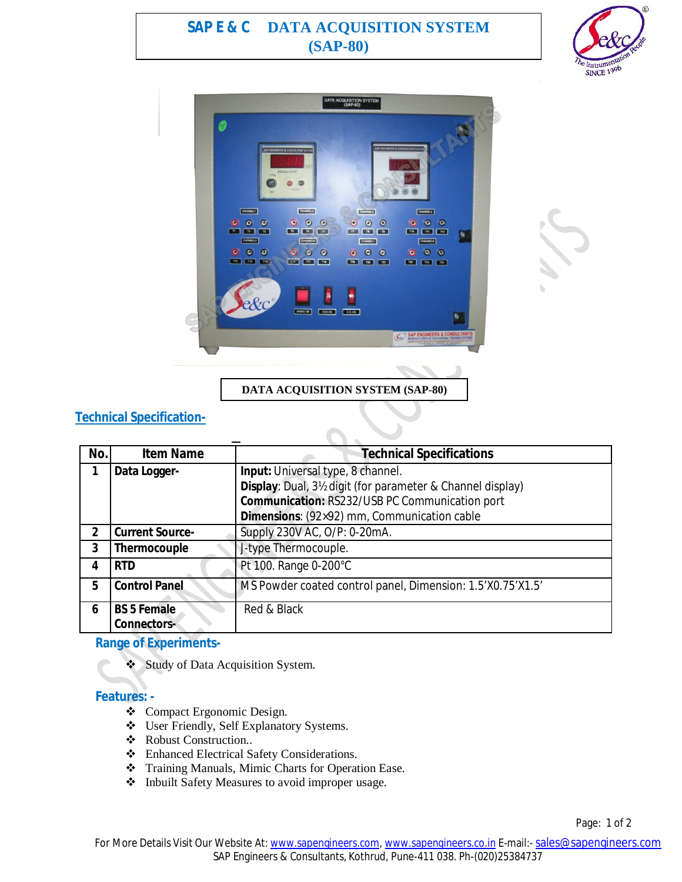# SAP E & C DATA ACQUISITION SYSTEM (SAP-80)

DATA ACQUISITION SYSTEM (SAP-80)

## Technical Specification-

| No. | Item Name | Technical Specifications |
|---|---|---|
| 1 | Data Logger- | **Input:** Universal type, 8 channel.<br>**Display**: Dual, 3½ digit (for parameter & Channel display)<br>**Communication:** RS232/USB PC Communication port<br>**Dimensions**: (92×92) mm, Communication cable |
| 2 | Current Source- | Supply 230V AC, O/P: 0-20mA. |
| 3 | Thermocouple | J-type Thermocouple. |
| 4 | RTD | Pt 100. Range 0-200°C |
| 5 | Control Panel | M S Powder coated control panel, Dimension: 1.5'X0.75'X1.5' |
| 6 | BS 5 Female Connectors- | Red & Black |

## Range of Experiments-

- Study of Data Acquisition System.

## Features: -

- Compact Ergonomic Design.
- User Friendly, Self Explanatory Systems.
- Robust Construction..
- Enhanced Electrical Safety Considerations.
- Training Manuals, Mimic Charts for Operation Ease.
- Inbuilt Safety Measures to avoid improper usage.

For More Details Visit Our Website At: www.sapengineers.com, www.sapengineers.co.in E-mail:- sales@sapengineers.com
SAP Engineers & Consultants, Kothrud, Pune-411 038. Ph-(020)25384737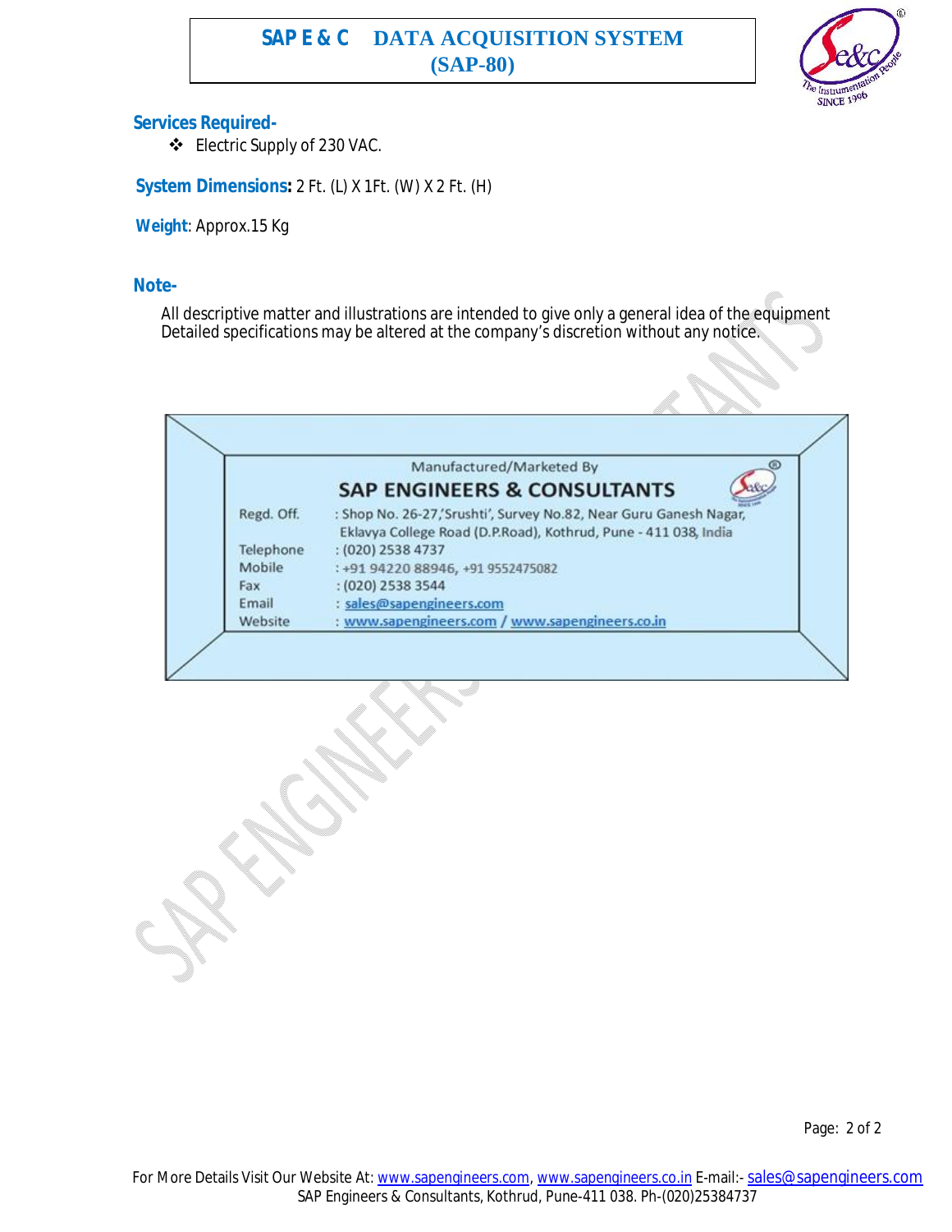**Services Required-**

- Electric Supply of 230 VAC.

**System Dimensions:** 2 Ft. (L) X 1Ft. (W) X 2 Ft. (H)

**Weight**: Approx.15 Kg

**Note-**

All descriptive matter and illustrations are intended to give only a general idea of the equipment Detailed specifications may be altered at the company's discretion without any notice.

Manufactured/Marketed By

**SAP ENGINEERS & CONSULTANTS**

| | |
|---|---|
| Regd. Off. | : Shop No. 26-27,'Srushti', Survey No.82, Near Guru Ganesh Nagar, Eklavya College Road (D.P.Road), Kothrud, Pune - 411 038, India |
| Telephone | : (020) 2538 4737 |
| Mobile | : +91 94220 88946, +91 9552475082 |
| Fax | : (020) 2538 3544 |
| Email | : sales@sapengineers.com |
| Website | : www.sapengineers.com / www.sapengineers.co.in |